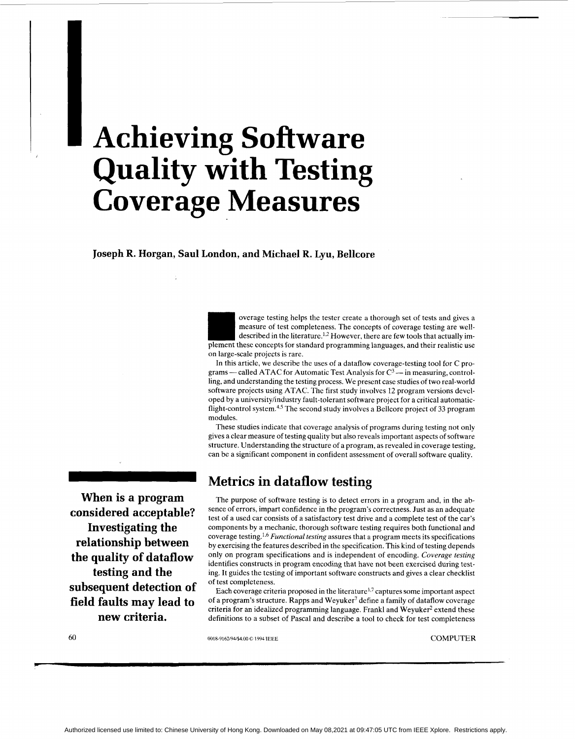# Achieving Software Quality with Testing Coverage Measures

**Joseph R. Horgan, Saul London, and Michael R. Lyu, Bellcore**

**When is a program considered acceptable? Investigating the relationship between the quality of dataflow testing and the subsequent detection of field faults may lead to new criteria.**

Coverage testing helps the tester create a thorough set of tests and gives a measure of test completeness. The concepts of coverage testing are well-described in the literature.[1,2] However, there are few tools that actually implement these concepts for standard programming languages, and their realistic use on large-scale projects is rare.

In this article, we describe the uses of a dataflow coverage-testing tool for C programs — called ATAC for Automatic Test Analysis for C[3] — in measuring, controlling, and understanding the testing process. We present case studies of two real-world software projects using ATAC. The first study involves 12 program versions developed by a university/industry fault-tolerant software project for a critical automatic-flight-control system.[4,5] The second study involves a Bellcore project of 33 program modules.

These studies indicate that coverage analysis of programs during testing not only gives a clear measure of testing quality but also reveals important aspects of software structure. Understanding the structure of a program, as revealed in coverage testing, can be a significant component in confident assessment of overall software quality.

## Metrics in dataflow testing

The purpose of software testing is to detect errors in a program and, in the absence of errors, impart confidence in the program's correctness. Just as an adequate test of a used car consists of a satisfactory test drive and a complete test of the car's components by a mechanic, thorough software testing requires both functional and coverage testing.[1,6] *Functional testing* assures that a program meets its specifications by exercising the features described in the specification. This kind of testing depends only on program specifications and is independent of encoding. *Coverage testing* identifies constructs in program encoding that have not been exercised during testing. It guides the testing of important software constructs and gives a clear checklist of test completeness.

Each coverage criteria proposed in the literature[1,7] captures some important aspect of a program's structure. Rapps and Weyuker[7] define a family of dataflow coverage criteria for an idealized programming language. Frankl and Weyuker[2] extend these definitions to a subset of Pascal and describe a tool to check for test completeness

0018-9162/94/$4.00 © 1994 IEEE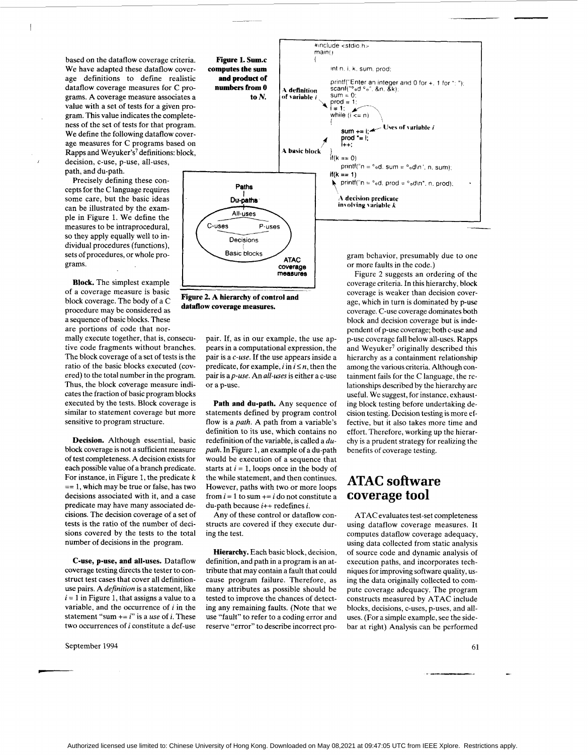based on the dataflow coverage criteria. We have adapted these dataflow coverage definitions to define realistic dataflow coverage measures for C programs. A coverage measure associates a value with a set of tests for a given program. This value indicates the completeness of the set of tests for that program. We define the following dataflow coverage measures for C programs based on Rapps and Weyuker's[7] definitions: block, decision, c-use, p-use, all-uses, path, and du-path.

Precisely defining these concepts for the C language requires some care, but the basic ideas can be illustrated by the example in Figure 1. We define the measures to be intraprocedural, so they apply equally well to individual procedures (functions), sets of procedures, or whole programs.

**Figure 1. Sum.c computes the sum and product of numbers from 0 to *N*.**

```c
#include <stdio.h>
main()
{
    int n, i, k, sum, prod;

    printf("Enter an integer and 0 for +, 1 for *: ");
    scanf("%d %d", &n, &k);
    sum = 0;
    prod = 1;
    i = 1;
    while (i <= n)
    {
        sum += i;
        prod *= i;
        i++;
    }
    if(k == 0)
        printf("n = %d, sum = %d\n", n, sum);
    if(k == 1)
        printf("n = %d, prod = %d\n", n, prod);
}
```

Annotations: A definition of variable *i* (i = 1;); Uses of variable *i* (while (i <= n), sum += i;); A basic block (body of while loop); A decision predicate involving variable *k* (if(k == 1)).

Paths — Du-paths — All-uses — C-uses, P-uses — Decisions — Basic blocks — ATAC coverage measures

**Figure 2. A hierarchy of control and dataflow coverage measures.**

**Block.** The simplest example of a coverage measure is basic block coverage. The body of a C procedure may be considered as a sequence of basic blocks. These are portions of code that normally execute together, that is, consecutive code fragments without branches. The block coverage of a set of tests is the ratio of the basic blocks executed (covered) to the total number in the program. Thus, the block coverage measure indicates the fraction of basic program blocks executed by the tests. Block coverage is similar to statement coverage but more sensitive to program structure.

**Decision.** Although essential, basic block coverage is not a sufficient measure of test completeness. A decision exists for each possible value of a branch predicate. For instance, in Figure 1, the predicate $k == 1$, which may be true or false, has two decisions associated with it, and a case predicate may have many associated decisions. The decision coverage of a set of tests is the ratio of the number of decisions covered by the tests to the total number of decisions in the program.

**C-use, p-use, and all-uses.** Dataflow coverage testing directs the tester to construct test cases that cover all definition-use pairs. A *definition* is a statement, like $i = 1$ in Figure 1, that assigns a value to a variable, and the occurrence of $i$ in the statement "sum += $i$" is a *use* of $i$. These two occurrences of $i$ constitute a def-use pair. If, as in our example, the use appears in a computational expression, the pair is a *c-use*. If the use appears inside a predicate, for example, $i$ in $i \leq n$, then the pair is a *p-use*. An *all-uses* is either a c-use or a p-use.

**Path and du-path.** Any sequence of statements defined by program control flow is a *path*. A path from a variable's definition to its use, which contains no redefinition of the variable, is called a *du-path*. In Figure 1, an example of a du-path would be execution of a sequence that starts at $i = 1$, loops once in the body of the while statement, and then continues. However, paths with two or more loops from $i = 1$ to sum += $i$ do not constitute a du-path because $i$++ redefines $i$.

Any of these control or dataflow constructs are covered if they execute during the test.

**Hierarchy.** Each basic block, decision, definition, and path in a program is an attribute that may contain a fault that could cause program failure. Therefore, as many attributes as possible should be tested to improve the chances of detecting any remaining faults. (Note that we use "fault" to refer to a coding error and reserve "error" to describe incorrect program behavior, presumably due to one or more faults in the code.)

Figure 2 suggests an ordering of the coverage criteria. In this hierarchy, block coverage is weaker than decision coverage, which in turn is dominated by p-use coverage. C-use coverage dominates both block and decision coverage but is independent of p-use coverage; both c-use and p-use coverage fall below all-uses. Rapps and Weyuker[7] originally described this hierarchy as a containment relationship among the various criteria. Although containment fails for the C language, the relationships described by the hierarchy are useful. We suggest, for instance, exhausting block testing before undertaking decision testing. Decision testing is more effective, but it also takes more time and effort. Therefore, working up the hierarchy is a prudent strategy for realizing the benefits of coverage testing.

## ATAC software coverage tool

ATAC evaluates test-set completeness using dataflow coverage measures. It computes dataflow coverage adequacy, using data collected from static analysis of source code and dynamic analysis of execution paths, and incorporates techniques for improving software quality, using the data originally collected to compute coverage adequacy. The program constructs measured by ATAC include blocks, decisions, c-uses, p-uses, and all-uses. (For a simple example, see the sidebar at right) Analysis can be performed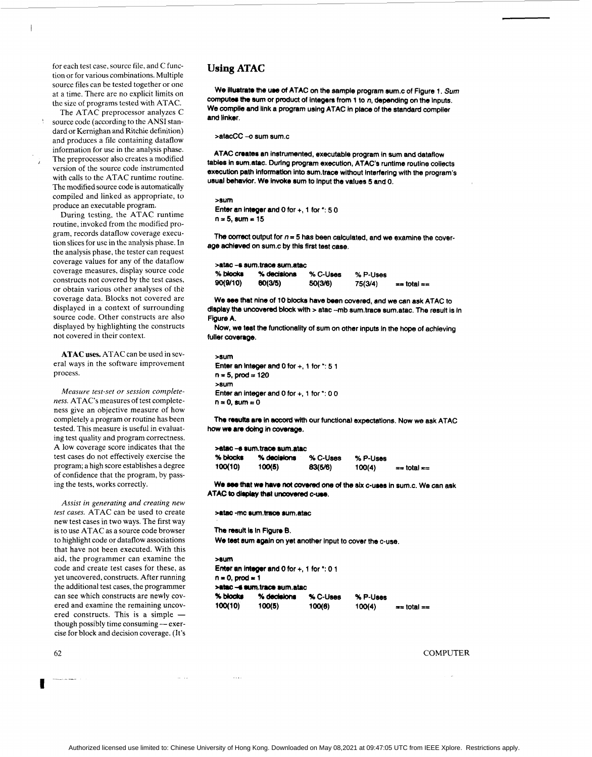for each test case, source file, and C function or for various combinations. Multiple source files can be tested together or one at a time. There are no explicit limits on the size of programs tested with ATAC.

The ATAC preprocessor analyzes C source code (according to the ANSI standard or Kernighan and Ritchie definition) and produces a file containing dataflow information for use in the analysis phase. The preprocessor also creates a modified version of the source code instrumented with calls to the ATAC runtime routine. The modified source code is automatically compiled and linked as appropriate, to produce an executable program.

During testing, the ATAC runtime routine, invoked from the modified program, records dataflow coverage execution slices for use in the analysis phase. In the analysis phase, the tester can request coverage values for any of the dataflow coverage measures, display source code constructs not covered by the test cases, or obtain various other analyses of the coverage data. Blocks not covered are displayed in a context of surrounding source code. Other constructs are also displayed by highlighting the constructs not covered in their context.

**ATAC uses.** ATAC can be used in several ways in the software improvement process.

*Measure test-set or session completeness.* ATAC's measures of test completeness give an objective measure of how completely a program or routine has been tested. This measure is useful in evaluating test quality and program correctness. A low coverage score indicates that the test cases do not effectively exercise the program; a high score establishes a degree of confidence that the program, by passing the tests, works correctly.

*Assist in generating and creating new test cases.* ATAC can be used to create new test cases in two ways. The first way is to use ATAC as a source code browser to highlight code or dataflow associations that have not been executed. With this aid, the programmer can examine the code and create test cases for these, as yet uncovered, constructs. After running the additional test cases, the programmer can see which constructs are newly covered and examine the remaining uncovered constructs. This is a simple — though possibly time consuming — exercise for block and decision coverage. (It's

## Using ATAC

**We illustrate the use of ATAC on the sample program sum.c of Figure 1. *Sum* computes the sum or product of integers from 1 to *n*, depending on the inputs. We compile and link a program using ATAC in place of the standard compiler and linker.**

```
>atacCC -o sum sum.c
```

**ATAC creates an instrumented, executable program in sum and dataflow tables in sum.atac. During program execution, ATAC's runtime routine collects execution path information into sum.trace without interfering with the program's usual behavior. We invoke sum to input the values 5 and 0.**

```
>sum
Enter an integer and 0 for +, 1 for *: 5 0
n = 5, sum = 15
```

**The correct output for *n* = 5 has been calculated, and we examine the coverage achieved on sum.c by this first test case.**

```
>atac -s sum.trace sum.atac
% blocks   % decisions   % C-Uses   % P-Uses
90(9/10)   60(3/5)       50(3/6)    75(3/4)    == total ==
```

**We see that nine of 10 blocks have been covered, and we can ask ATAC to display the uncovered block with > atac -mb sum.trace sum.atac. The result is in Figure A.**

**Now, we test the functionality of sum on other inputs in the hope of achieving fuller coverage.**

```
>sum
Enter an integer and 0 for +, 1 for *: 5 1
n = 5, prod = 120
>sum
Enter an integer and 0 for +, 1 for *: 0 0
n = 0, sum = 0
```

**The results are in accord with our functional expectations. Now we ask ATAC how we are doing in coverage.**

```
>atac -s sum.trace sum.atac
% blocks   % decisions   % C-Uses   % P-Uses
100(10)    100(5)        83(5/6)    100(4)     == total ==
```

**We see that we have not covered one of the six c-uses in sum.c. We can ask ATAC to display that uncovered c-use.**

```
>atac -mc sum.trace sum.atac
```

**The result is in Figure B.**

**We test sum again on yet another input to cover the c-use.**

```
>sum
Enter an integer and 0 for +, 1 for *: 0 1
n = 0, prod = 1
>atac -s sum.trace sum.atac
% blocks   % decisions   % C-Uses   % P-Uses
100(10)    100(5)        100(6)     100(4)     == total ==
```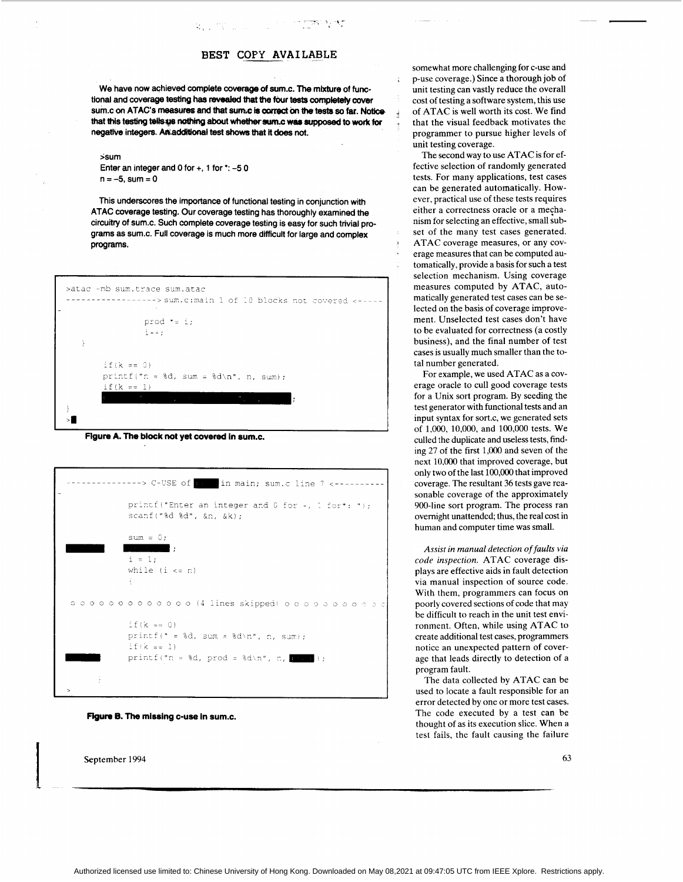BEST COPY AVAILABLE

**We have now achieved complete coverage of sum.c. The mixture of functional and coverage testing has revealed that the four tests completely cover sum.c on ATAC's measures and that sum.c is correct on the tests so far. Notice that this testing tells us nothing about whether sum.c was supposed to work for negative integers. An additional test shows that it does not.**

```
>sum
Enter an integer and 0 for +, 1 for *: -5 0
n = -5, sum = 0
```

**This underscores the importance of functional testing in conjunction with ATAC coverage testing. Our coverage testing has thoroughly examined the circuitry of sum.c. Such complete coverage testing is easy for such trivial programs as sum.c. Full coverage is much more difficult for large and complex programs.**

```
>atac -mb sum.trace sum.atac
------------------> sum.c:main 1 of 10 blocks not covered <-----

            prod *= i;
            i++;
    }

        if(k == 0)
        printf("n = %d, sum = %d\n", n, sum);
        if(k == 1)
                                                    ;
}
>
```

**Figure A. The block not yet covered in sum.c.**

```
---------------> C-USE of        in main; sum.c line 7 <----------

            printf("Enter an integer and 0 for +, 1 for*: ");
            scanf("%d %d", &n, &k);

            sum = 0;
                          ;
            i = 1;
            while (i <= n)
            {

o o o o o o o o o o o o o (4 lines skipped) o o o o o o o o o o

            if(k == 0)
            printf(" = %d, sum = %d\n", n, sum);
            if(k == 1)
            printf("n = %d, prod = %d\n", n,       );

            }
>
```

**Figure B. The missing c-use in sum.c.**

somewhat more challenging for c-use and p-use coverage.) Since a thorough job of unit testing can vastly reduce the overall cost of testing a software system, this use of ATAC is well worth its cost. We find that the visual feedback motivates the programmer to pursue higher levels of unit testing coverage.

The second way to use ATAC is for effective selection of randomly generated tests. For many applications, test cases can be generated automatically. However, practical use of these tests requires either a correctness oracle or a mechanism for selecting an effective, small subset of the many test cases generated. ATAC coverage measures, or any coverage measures that can be computed automatically, provide a basis for such a test selection mechanism. Using coverage measures computed by ATAC, automatically generated test cases can be selected on the basis of coverage improvement. Unselected test cases don't have to be evaluated for correctness (a costly business), and the final number of test cases is usually much smaller than the total number generated.

For example, we used ATAC as a coverage oracle to cull good coverage tests for a Unix sort program. By seeding the test generator with functional tests and an input syntax for sort.c, we generated sets of 1,000, 10,000, and 100,000 tests. We culled the duplicate and useless tests, finding 27 of the first 1,000 and seven of the next 10,000 that improved coverage, but only two of the last 100,000 that improved coverage. The resultant 36 tests gave reasonable coverage of the approximately 900-line sort program. The process ran overnight unattended; thus, the real cost in human and computer time was small.

*Assist in manual detection of faults via code inspection.* ATAC coverage displays are effective aids in fault detection via manual inspection of source code. With them, programmers can focus on poorly covered sections of code that may be difficult to reach in the unit test environment. Often, while using ATAC to create additional test cases, programmers notice an unexpected pattern of coverage that leads directly to detection of a program fault.

The data collected by ATAC can be used to locate a fault responsible for an error detected by one or more test cases. The code executed by a test can be thought of as its execution slice. When a test fails, the fault causing the failure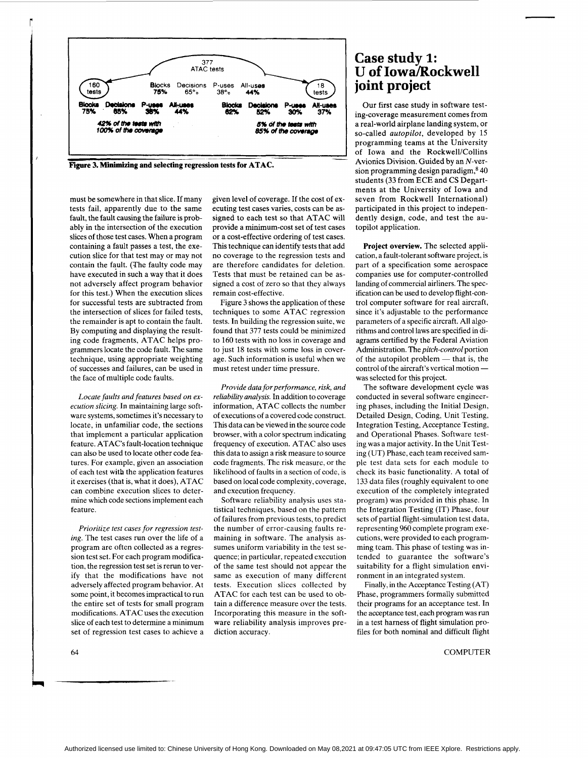377
ATAC tests

| 160 tests | Blocks | Decisions | P-uses | All-uses | 18 tests |
|---|---|---|---|---|---|
| | 75% | 65% | 38% | 44% | |

| Blocks | Decisions | P-uses | All-uses | | Blocks | Decisions | P-uses | All-uses |
|---|---|---|---|---|---|---|---|---|
| 75% | 65% | 38% | 44% | | 62% | 52% | 30% | 37% |

*42% of the tests with 100% of the coverage*

*5% of the tests with 85% of the coverage*

**Figure 3. Minimizing and selecting regression tests for ATAC.**

must be somewhere in that slice. If many tests fail, apparently due to the same fault, the fault causing the failure is probably in the intersection of the execution slices of those test cases. When a program containing a fault passes a test, the execution slice for that test may or may not contain the fault. (The faulty code may have executed in such a way that it does not adversely affect program behavior for this test.) When the execution slices for successful tests are subtracted from the intersection of slices for failed tests, the remainder is apt to contain the fault. By computing and displaying the resulting code fragments, ATAC helps programmers locate the code fault. The same technique, using appropriate weighting of successes and failures, can be used in the face of multiple code faults.

*Locate faults and features based on execution slicing.* In maintaining large software systems, sometimes it's necessary to locate, in unfamiliar code, the sections that implement a particular application feature. ATAC's fault-location technique can also be used to locate other code features. For example, given an association of each test with the application features it exercises (that is, what it does), ATAC can combine execution slices to determine which code sections implement each feature.

*Prioritize test cases for regression testing.* The test cases run over the life of a program are often collected as a regression test set. For each program modification, the regression test set is rerun to verify that the modifications have not adversely affected program behavior. At some point, it becomes impractical to run the entire set of tests for small program modifications. ATAC uses the execution slice of each test to determine a minimum set of regression test cases to achieve a given level of coverage. If the cost of executing test cases varies, costs can be assigned to each test so that ATAC will provide a minimum-cost set of test cases or a cost-effective ordering of test cases. This technique can identify tests that add no coverage to the regression tests and are therefore candidates for deletion. Tests that must be retained can be assigned a cost of zero so that they always remain cost-effective.

Figure 3 shows the application of these techniques to some ATAC regression tests. In building the regression suite, we found that 377 tests could be minimized to 160 tests with no loss in coverage and to just 18 tests with some loss in coverage. Such information is useful when we must retest under time pressure.

*Provide data for performance, risk, and reliability analysis.* In addition to coverage information, ATAC collects the number of executions of a covered code construct. This data can be viewed in the source code browser, with a color spectrum indicating frequency of execution. ATAC also uses this data to assign a risk measure to source code fragments. The risk measure, or the likelihood of faults in a section of code, is based on local code complexity, coverage, and execution frequency.

Software reliability analysis uses statistical techniques, based on the pattern of failures from previous tests, to predict the number of error-causing faults remaining in software. The analysis assumes uniform variability in the test sequence; in particular, repeated execution of the same test should not appear the same as execution of many different tests. Execution slices collected by ATAC for each test can be used to obtain a difference measure over the tests. Incorporating this measure in the software reliability analysis improves prediction accuracy.

## Case study 1: U of Iowa/Rockwell joint project

Our first case study in software testing-coverage measurement comes from a real-world airplane landing system, or so-called *autopilot*, developed by 15 programming teams at the University of Iowa and the Rockwell/Collins Avionics Division. Guided by an *N*-version programming design paradigm,[8] 40 students (33 from ECE and CS Departments at the University of Iowa and seven from Rockwell International) participated in this project to independently design, code, and test the autopilot application.

**Project overview.** The selected application, a fault-tolerant software project, is part of a specification some aerospace companies use for computer-controlled landing of commercial airliners. The specification can be used to develop flight-control computer software for real aircraft, since it's adjustable to the performance parameters of a specific aircraft. All algorithms and control laws are specified in diagrams certified by the Federal Aviation Administration. The *pitch-control* portion of the autopilot problem — that is, the control of the aircraft's vertical motion — was selected for this project.

The software development cycle was conducted in several software engineering phases, including the Initial Design, Detailed Design, Coding, Unit Testing, Integration Testing, Acceptance Testing, and Operational Phases. Software testing was a major activity. In the Unit Testing (UT) Phase, each team received sample test data sets for each module to check its basic functionality. A total of 133 data files (roughly equivalent to one execution of the completely integrated program) was provided in this phase. In the Integration Testing (IT) Phase, four sets of partial flight-simulation test data, representing 960 complete program executions, were provided to each programming team. This phase of testing was intended to guarantee the software's suitability for a flight simulation environment in an integrated system.

Finally, in the Acceptance Testing (AT) Phase, programmers formally submitted their programs for an acceptance test. In the acceptance test, each program was run in a test harness of flight simulation profiles for both nominal and difficult flight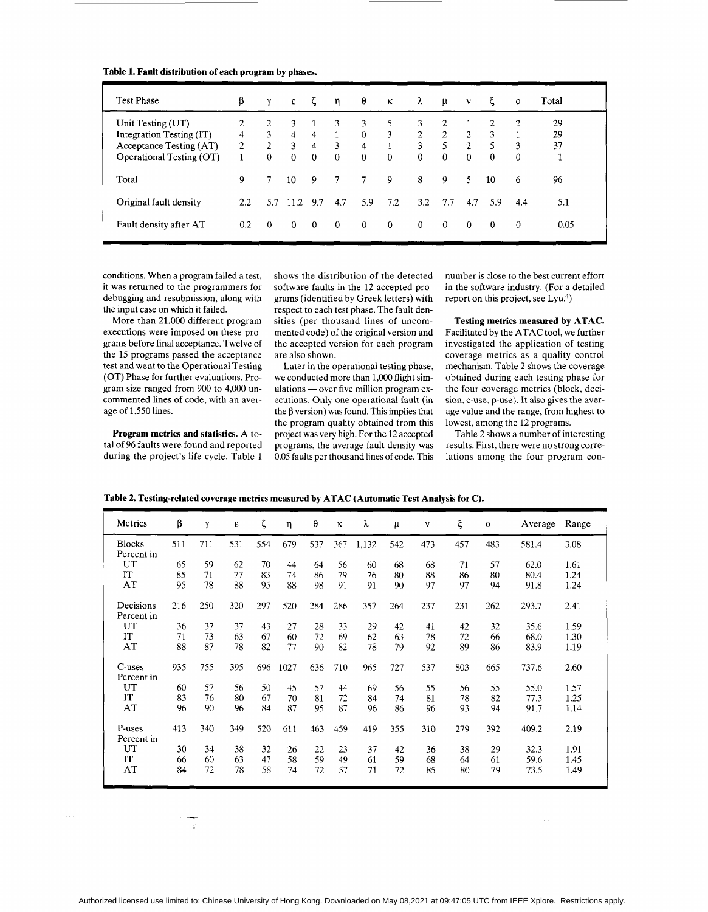**Table 1. Fault distribution of each program by phases.**

| Test Phase | β | γ | ε | ζ | η | θ | κ | λ | μ | ν | ξ | ο | Total |
|---|---|---|---|---|---|---|---|---|---|---|---|---|---|
| Unit Testing (UT) | 2 | 2 | 3 | 1 | 3 | 3 | 5 | 3 | 2 | 1 | 2 | 2 | 29 |
| Integration Testing (IT) | 4 | 3 | 4 | 4 | 1 | 0 | 3 | 2 | 2 | 2 | 3 | 1 | 29 |
| Acceptance Testing (AT) | 2 | 2 | 3 | 4 | 3 | 4 | 1 | 3 | 5 | 2 | 5 | 3 | 37 |
| Operational Testing (OT) | 1 | 0 | 0 | 0 | 0 | 0 | 0 | 0 | 0 | 0 | 0 | 0 | 1 |
| Total | 9 | 7 | 10 | 9 | 7 | 7 | 9 | 8 | 9 | 5 | 10 | 6 | 96 |
| Original fault density | 2.2 | 5.7 | 11.2 | 9.7 | 4.7 | 5.9 | 7.2 | 3.2 | 7.7 | 4.7 | 5.9 | 4.4 | 5.1 |
| Fault density after AT | 0.2 | 0 | 0 | 0 | 0 | 0 | 0 | 0 | 0 | 0 | 0 | 0 | 0.05 |

conditions. When a program failed a test, it was returned to the programmers for debugging and resubmission, along with the input case on which it failed.

More than 21,000 different program executions were imposed on these programs before final acceptance. Twelve of the 15 programs passed the acceptance test and went to the Operational Testing (OT) Phase for further evaluations. Program size ranged from 900 to 4,000 uncommented lines of code, with an average of 1,550 lines.

**Program metrics and statistics.** A total of 96 faults were found and reported during the project's life cycle. Table 1 shows the distribution of the detected software faults in the 12 accepted programs (identified by Greek letters) with respect to each test phase. The fault densities (per thousand lines of uncommented code) of the original version and the accepted version for each program are also shown.

Later in the operational testing phase, we conducted more than 1,000 flight simulations — over five million program executions. Only one operational fault (in the β version) was found. This implies that the program quality obtained from this project was very high. For the 12 accepted programs, the average fault density was 0.05 faults per thousand lines of code. This number is close to the best current effort in the software industry. (For a detailed report on this project, see Lyu.[4])

**Testing metrics measured by ATAC.** Facilitated by the ATAC tool, we further investigated the application of testing coverage metrics as a quality control mechanism. Table 2 shows the coverage obtained during each testing phase for the four coverage metrics (block, decision, c-use, p-use). It also gives the average value and the range, from highest to lowest, among the 12 programs.

Table 2 shows a number of interesting results. First, there were no strong correlations among the four program con-

**Table 2. Testing-related coverage metrics measured by ATAC (Automatic Test Analysis for C).**

| Metrics | β | γ | ε | ζ | η | θ | κ | λ | μ | ν | ξ | ο | Average | Range |
|---|---|---|---|---|---|---|---|---|---|---|---|---|---|---|
| Blocks | 511 | 711 | 531 | 554 | 679 | 537 | 367 | 1,132 | 542 | 473 | 457 | 483 | 581.4 | 3.08 |
| Percent in | | | | | | | | | | | | | | |
| UT | 65 | 59 | 62 | 70 | 44 | 64 | 56 | 60 | 68 | 68 | 71 | 57 | 62.0 | 1.61 |
| IT | 85 | 71 | 77 | 83 | 74 | 86 | 79 | 76 | 80 | 88 | 86 | 80 | 80.4 | 1.24 |
| AT | 95 | 78 | 88 | 95 | 88 | 98 | 91 | 91 | 90 | 97 | 97 | 94 | 91.8 | 1.24 |
| Decisions | 216 | 250 | 320 | 297 | 520 | 284 | 286 | 357 | 264 | 237 | 231 | 262 | 293.7 | 2.41 |
| Percent in | | | | | | | | | | | | | | |
| UT | 36 | 37 | 37 | 43 | 27 | 28 | 33 | 29 | 42 | 41 | 42 | 32 | 35.6 | 1.59 |
| IT | 71 | 73 | 63 | 67 | 60 | 72 | 69 | 62 | 63 | 78 | 72 | 66 | 68.0 | 1.30 |
| AT | 88 | 87 | 78 | 82 | 77 | 90 | 82 | 78 | 79 | 92 | 89 | 86 | 83.9 | 1.19 |
| C-uses | 935 | 755 | 395 | 696 | 1027 | 636 | 710 | 965 | 727 | 537 | 803 | 665 | 737.6 | 2.60 |
| Percent in | | | | | | | | | | | | | | |
| UT | 60 | 57 | 56 | 50 | 45 | 57 | 44 | 69 | 56 | 55 | 56 | 55 | 55.0 | 1.57 |
| IT | 83 | 76 | 80 | 67 | 70 | 81 | 72 | 84 | 74 | 81 | 78 | 82 | 77.3 | 1.25 |
| AT | 96 | 90 | 96 | 84 | 87 | 95 | 87 | 96 | 86 | 96 | 93 | 94 | 91.7 | 1.14 |
| P-uses | 413 | 340 | 349 | 520 | 611 | 463 | 459 | 419 | 355 | 310 | 279 | 392 | 409.2 | 2.19 |
| Percent in | | | | | | | | | | | | | | |
| UT | 30 | 34 | 38 | 32 | 26 | 22 | 23 | 37 | 42 | 36 | 38 | 29 | 32.3 | 1.91 |
| IT | 66 | 60 | 63 | 47 | 58 | 59 | 49 | 61 | 59 | 68 | 64 | 61 | 59.6 | 1.45 |
| AT | 84 | 72 | 78 | 58 | 74 | 72 | 57 | 71 | 72 | 85 | 80 | 79 | 73.5 | 1.49 |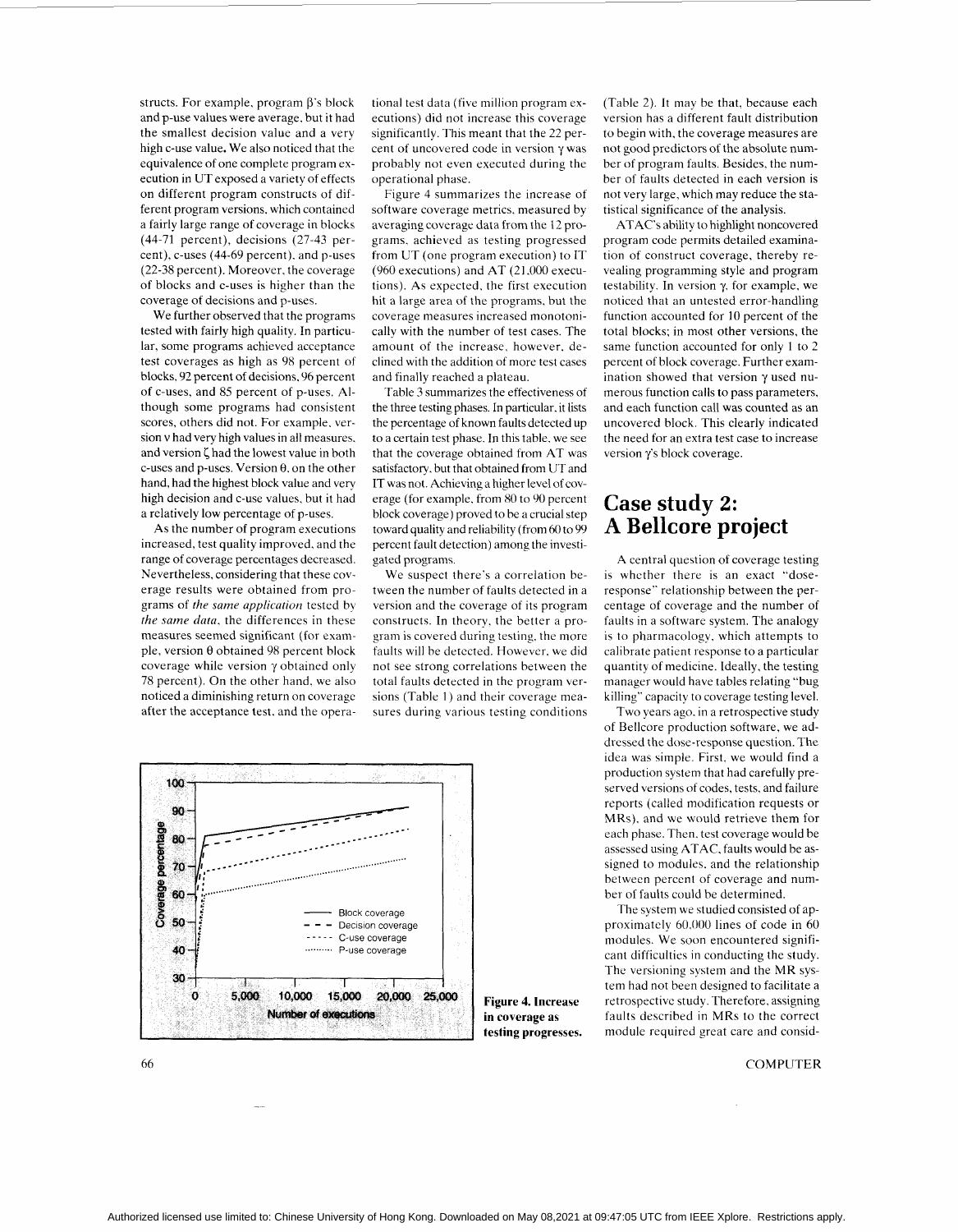structs. For example, program β's block and p-use values were average, but it had the smallest decision value and a very high c-use value. We also noticed that the equivalence of one complete program execution in UT exposed a variety of effects on different program constructs of different program versions, which contained a fairly large range of coverage in blocks (44-71 percent), decisions (27-43 percent), c-uses (44-69 percent), and p-uses (22-38 percent). Moreover, the coverage of blocks and c-uses is higher than the coverage of decisions and p-uses.

We further observed that the programs tested with fairly high quality. In particular, some programs achieved acceptance test coverages as high as 98 percent of blocks, 92 percent of decisions, 96 percent of c-uses, and 85 percent of p-uses. Although some programs had consistent scores, others did not. For example, version ν had very high values in all measures, and version ζ had the lowest value in both c-uses and p-uses. Version θ, on the other hand, had the highest block value and very high decision and c-use values, but it had a relatively low percentage of p-uses.

As the number of program executions increased, test quality improved, and the range of coverage percentages decreased. Nevertheless, considering that these coverage results were obtained from programs of *the same application* tested by *the same data*, the differences in these measures seemed significant (for example, version θ obtained 98 percent block coverage while version γ obtained only 78 percent). On the other hand, we also noticed a diminishing return on coverage after the acceptance test, and the operational test data (five million program executions) did not increase this coverage significantly. This meant that the 22 percent of uncovered code in version γ was probably not even executed during the operational phase.

Figure 4 summarizes the increase of software coverage metrics, measured by averaging coverage data from the 12 programs, achieved as testing progressed from UT (one program execution) to IT (960 executions) and AT (21,000 executions). As expected, the first execution hit a large area of the programs, but the coverage measures increased monotonically with the number of test cases. The amount of the increase, however, declined with the addition of more test cases and finally reached a plateau.

Table 3 summarizes the effectiveness of the three testing phases. In particular, it lists the percentage of known faults detected up to a certain test phase. In this table, we see that the coverage obtained from AT was satisfactory, but that obtained from UT and IT was not. Achieving a higher level of coverage (for example, from 80 to 90 percent block coverage) proved to be a crucial step toward quality and reliability (from 60 to 99 percent fault detection) among the investigated programs.

We suspect there's a correlation between the number of faults detected in a version and the coverage of its program constructs. In theory, the better a program is covered during testing, the more faults will be detected. However, we did not see strong correlations between the total faults detected in the program versions (Table 1) and their coverage measures during various testing conditions (Table 2). It may be that, because each version has a different fault distribution to begin with, the coverage measures are not good predictors of the absolute number of program faults. Besides, the number of faults detected in each version is not very large, which may reduce the statistical significance of the analysis.

ATAC's ability to highlight noncovered program code permits detailed examination of construct coverage, thereby revealing programming style and program testability. In version γ, for example, we noticed that an untested error-handling function accounted for 10 percent of the total blocks; in most other versions, the same function accounted for only 1 to 2 percent of block coverage. Further examination showed that version γ used numerous function calls to pass parameters, and each function call was counted as an uncovered block. This clearly indicated the need for an extra test case to increase version γ's block coverage.

**Figure 4. Increase in coverage as testing progresses.**

## Case study 2: A Bellcore project

A central question of coverage testing is whether there is an exact "dose-response" relationship between the percentage of coverage and the number of faults in a software system. The analogy is to pharmacology, which attempts to calibrate patient response to a particular quantity of medicine. Ideally, the testing manager would have tables relating "bug killing" capacity to coverage testing level.

Two years ago, in a retrospective study of Bellcore production software, we addressed the dose-response question. The idea was simple. First, we would find a production system that had carefully preserved versions of codes, tests, and failure reports (called modification requests or MRs), and we would retrieve them for each phase. Then, test coverage would be assessed using ATAC, faults would be assigned to modules, and the relationship between percent of coverage and number of faults could be determined.

The system we studied consisted of approximately 60,000 lines of code in 60 modules. We soon encountered significant difficulties in conducting the study. The versioning system and the MR system had not been designed to facilitate a retrospective study. Therefore, assigning faults described in MRs to the correct module required great care and consid-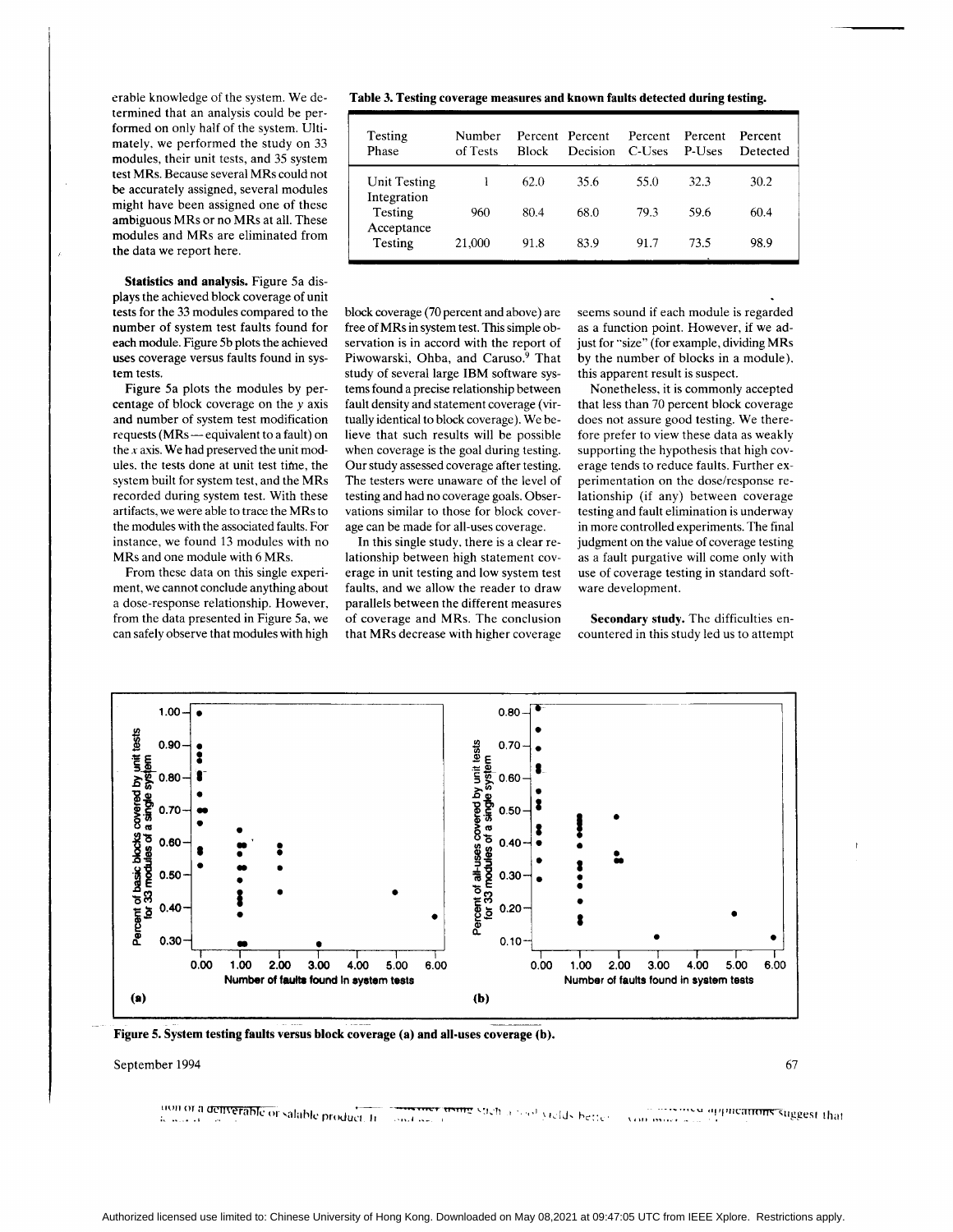erable knowledge of the system. We determined that an analysis could be performed on only half of the system. Ultimately, we performed the study on 33 modules, their unit tests, and 35 system test MRs. Because several MRs could not be accurately assigned, several modules might have been assigned one of these ambiguous MRs or no MRs at all. These modules and MRs are eliminated from the data we report here.

**Table 3. Testing coverage measures and known faults detected during testing.**

| Testing Phase | Number of Tests | Percent Block | Percent Decision | Percent C-Uses | Percent P-Uses | Percent Detected |
|---|---|---|---|---|---|---|
| Unit Testing | 1 | 62.0 | 35.6 | 55.0 | 32.3 | 30.2 |
| Integration Testing | 960 | 80.4 | 68.0 | 79.3 | 59.6 | 60.4 |
| Acceptance Testing | 21,000 | 91.8 | 83.9 | 91.7 | 73.5 | 98.9 |

**Statistics and analysis.** Figure 5a displays the achieved block coverage of unit tests for the 33 modules compared to the number of system test faults found for each module. Figure 5b plots the achieved uses coverage versus faults found in system tests.

Figure 5a plots the modules by percentage of block coverage on the *y* axis and number of system test modification requests (MRs — equivalent to a fault) on the *x* axis. We had preserved the unit modules, the tests done at unit test time, the system built for system test, and the MRs recorded during system test. With these artifacts, we were able to trace the MRs to the modules with the associated faults. For instance, we found 13 modules with no MRs and one module with 6 MRs.

From these data on this single experiment, we cannot conclude anything about a dose-response relationship. However, from the data presented in Figure 5a, we can safely observe that modules with high block coverage (70 percent and above) are free of MRs in system test. This simple observation is in accord with the report of Piwowarski, Ohba, and Caruso.[9] That study of several large IBM software systems found a precise relationship between fault density and statement coverage (virtually identical to block coverage). We believe that such results will be possible when coverage is the goal during testing. Our study assessed coverage after testing. The testers were unaware of the level of testing and had no coverage goals. Observations similar to those for block coverage can be made for all-uses coverage.

In this single study, there is a clear relationship between high statement coverage in unit testing and low system test faults, and we allow the reader to draw parallels between the different measures of coverage and MRs. The conclusion that MRs decrease with higher coverage seems sound if each module is regarded as a function point. However, if we adjust for "size" (for example, dividing MRs by the number of blocks in a module), this apparent result is suspect.

Nonetheless, it is commonly accepted that less than 70 percent block coverage does not assure good testing. We therefore prefer to view these data as weakly supporting the hypothesis that high coverage tends to reduce faults. Further experimentation on the dose/response relationship (if any) between coverage testing and fault elimination is underway in more controlled experiments. The final judgment on the value of coverage testing as a fault purgative will come only with use of coverage testing in standard software development.

**Secondary study.** The difficulties encountered in this study led us to attempt

Figure 5. System testing faults versus block coverage (a) and all-uses coverage (b).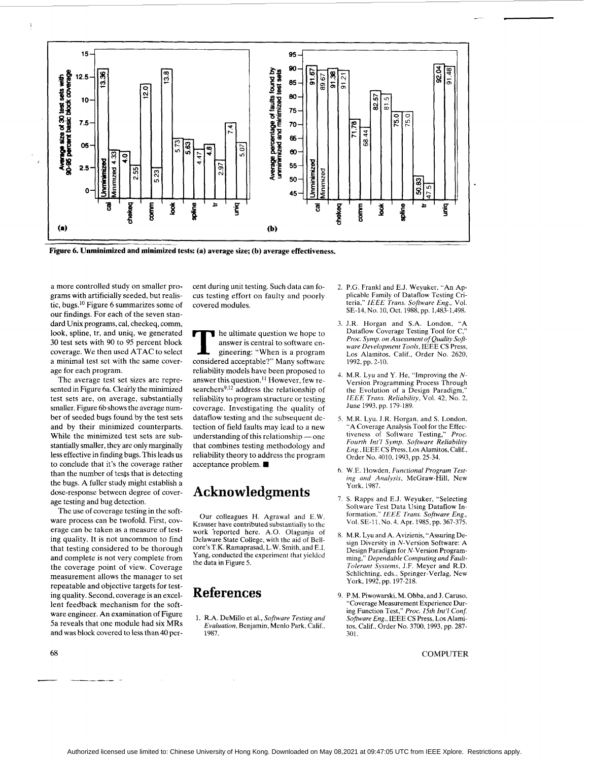Figure 6. Unminimized and minimized tests: (a) average size; (b) average effectiveness.

a more controlled study on smaller programs with artificially seeded, but realistic, bugs.[10] Figure 6 summarizes some of our findings. For each of the seven standard Unix programs, cal, checkeq, comm, look, spline, tr, and uniq, we generated 30 test sets with 90 to 95 percent block coverage. We then used ATAC to select a minimal test set with the same coverage for each program.

The average test set sizes are represented in Figure 6a. Clearly the minimized test sets are, on average, substantially smaller. Figure 6b shows the average number of seeded bugs found by the test sets and by their minimized counterparts. While the minimized test sets are substantially smaller, they are only marginally less effective in finding bugs. This leads us to conclude that it's the coverage rather than the number of tests that is detecting the bugs. A fuller study might establish a dose-response between degree of coverage testing and bug detection.

The use of coverage testing in the software process can be twofold. First, coverage can be taken as a measure of testing quality. It is not uncommon to find that testing considered to be thorough and complete is not very complete from the coverage point of view. Coverage measurement allows the manager to set repeatable and objective targets for testing quality. Second, coverage is an excellent feedback mechanism for the software engineer. An examination of Figure 5a reveals that one module had six MRs and was block covered to less than 40 percent during unit testing. Such data can focus testing effort on faulty and poorly covered modules.

The ultimate question we hope to answer is central to software engineering: "When is a program considered acceptable?" Many software reliability models have been proposed to answer this question.[11] However, few researchers[9,12] address the relationship of reliability to program structure or testing coverage. Investigating the quality of dataflow testing and the subsequent detection of field faults may lead to a new understanding of this relationship — one that combines testing methodology and reliability theory to address the program acceptance problem. ■

## Acknowledgments

Our colleagues H. Agrawal and E.W. Krauser have contributed substantially to the work reported here. A.O. Olagunju of Delaware State College, with the aid of Bellcore's T.K. Ramaprasad, L.W. Smith, and E.I. Yang, conducted the experiment that yielded the data in Figure 5.

## References

1. R.A. DeMillo et al., *Software Testing and Evaluation*, Benjamin, Menlo Park, Calif., 1987.
2. P.G. Frankl and E.J. Weyuker, "An Applicable Family of Dataflow Testing Criteria," *IEEE Trans. Software Eng.*, Vol. SE-14, No. 10, Oct. 1988, pp. 1,483-1,498.
3. J.R. Horgan and S.A. London, "A Dataflow Coverage Testing Tool for C," *Proc. Symp. on Assessment of Quality Software Development Tools*, IEEE CS Press, Los Alamitos, Calif., Order No. 2620, 1992, pp. 2-10.
4. M.R. Lyu and Y. He, "Improving the *N*-Version Programming Process Through the Evolution of a Design Paradigm," *IEEE Trans. Reliability*, Vol. 42, No. 2, June 1993, pp. 179-189.
5. M.R. Lyu, J.R. Horgan, and S. London, "A Coverage Analysis Tool for the Effectiveness of Software Testing," *Proc. Fourth Int'l Symp. Software Reliability Eng.*, IEEE CS Press, Los Alamitos, Calif., Order No. 4010, 1993, pp. 25-34.
6. W.E. Howden, *Functional Program Testing and Analysis*, McGraw-Hill, New York, 1987.
7. S. Rapps and E.J. Weyuker, "Selecting Software Test Data Using Dataflow Information," *IEEE Trans. Software Eng.*, Vol. SE-11, No. 4, Apr. 1985, pp. 367-375.
8. M.R. Lyu and A. Avizienis, "Assuring Design Diversity in *N*-Version Software: A Design Paradigm for *N*-Version Programming," *Dependable Computing and Fault-Tolerant Systems*, J.F. Meyer and R.D. Schlichting, eds., Springer-Verlag, New York, 1992, pp. 197-218.
9. P.M. Piwowarski, M. Ohba, and J. Caruso, "Coverage Measurement Experience During Function Test," *Proc. 15th Int'l Conf. Software Eng.*, IEEE CS Press, Los Alamitos, Calif., Order No. 3700, 1993, pp. 287-301.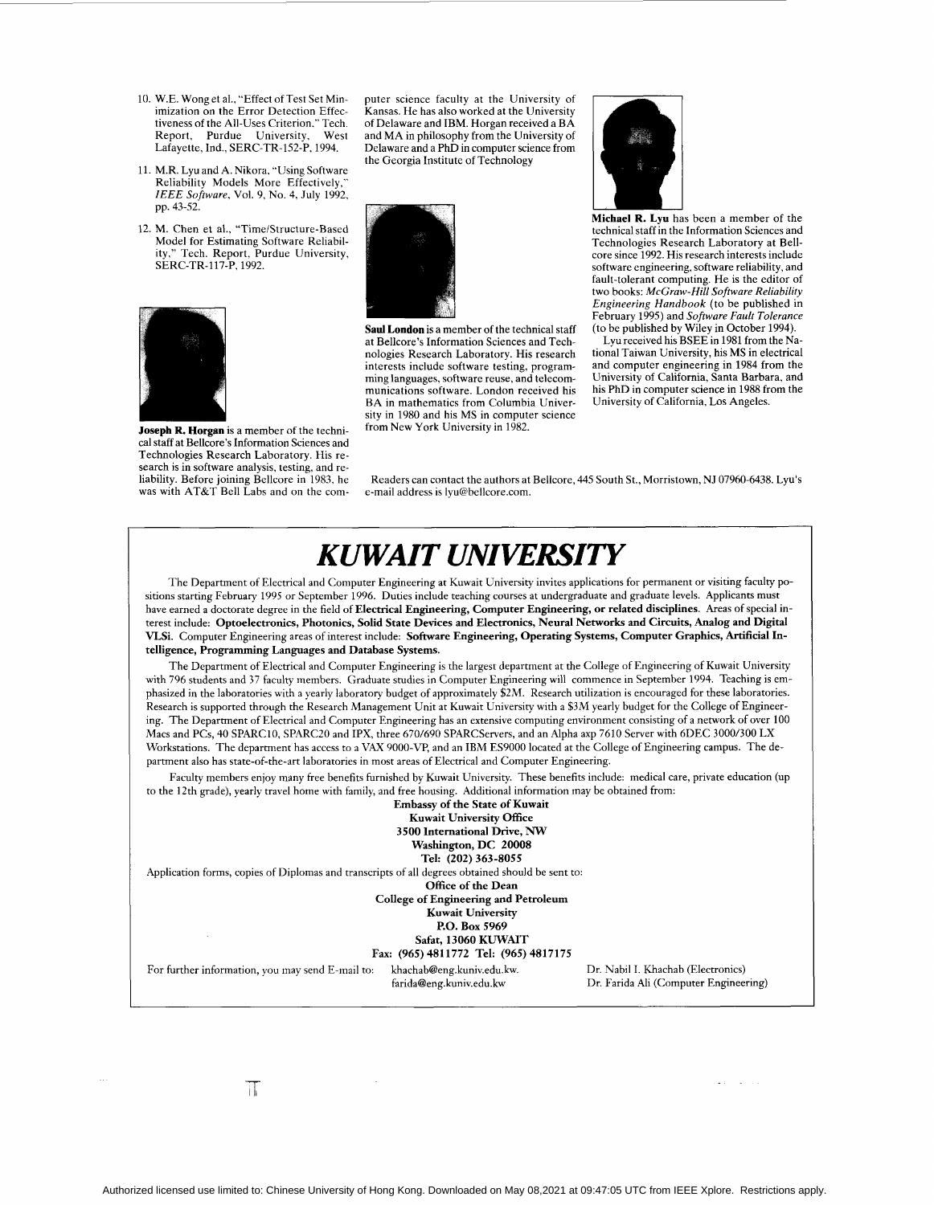10. W.E. Wong et al., "Effect of Test Set Minimization on the Error Detection Effectiveness of the All-Uses Criterion," Tech. Report, Purdue University, West Lafayette, Ind., SERC-TR-152-P, 1994.

11. M.R. Lyu and A. Nikora, "Using Software Reliability Models More Effectively," *IEEE Software*, Vol. 9, No. 4, July 1992, pp. 43-52.

12. M. Chen et al., "Time/Structure-Based Model for Estimating Software Reliability," Tech. Report, Purdue University, SERC-TR-117-P, 1992.

**Joseph R. Horgan** is a member of the technical staff at Bellcore's Information Sciences and Technologies Research Laboratory. His research is in software analysis, testing, and reliability. Before joining Bellcore in 1983, he was with AT&T Bell Labs and on the computer science faculty at the University of Kansas. He has also worked at the University of Delaware and IBM. Horgan received a BA and MA in philosophy from the University of Delaware and a PhD in computer science from the Georgia Institute of Technology

**Saul London** is a member of the technical staff at Bellcore's Information Sciences and Technologies Research Laboratory. His research interests include software testing, programming languages, software reuse, and telecommunications software. London received his BA in mathematics from Columbia University in 1980 and his MS in computer science from New York University in 1982.

**Michael R. Lyu** has been a member of the technical staff in the Information Sciences and Technologies Research Laboratory at Bellcore since 1992. His research interests include software engineering, software reliability, and fault-tolerant computing. He is the editor of two books: *McGraw-Hill Software Reliability Engineering Handbook* (to be published in February 1995) and *Software Fault Tolerance* (to be published by Wiley in October 1994).

Lyu received his BSEE in 1981 from the National Taiwan University, his MS in electrical and computer engineering in 1984 from the University of California, Santa Barbara, and his PhD in computer science in 1988 from the University of California, Los Angeles.

Readers can contact the authors at Bellcore, 445 South St., Morristown, NJ 07960-6438. Lyu's e-mail address is lyu@bellcore.com.

# *KUWAIT UNIVERSITY*

The Department of Electrical and Computer Engineering at Kuwait University invites applications for permanent or visiting faculty positions starting February 1995 or September 1996. Duties include teaching courses at undergraduate and graduate levels. Applicants must have earned a doctorate degree in the field of **Electrical Engineering, Computer Engineering, or related disciplines**. Areas of special interest include: **Optoelectronics, Photonics, Solid State Devices and Electronics, Neural Networks and Circuits, Analog and Digital VLSi**. Computer Engineering areas of interest include: **Software Engineering, Operating Systems, Computer Graphics, Artificial Intelligence, Programming Languages and Database Systems.**

The Department of Electrical and Computer Engineering is the largest department at the College of Engineering of Kuwait University with 796 students and 37 faculty members. Graduate studies in Computer Engineering will commence in September 1994. Teaching is emphasized in the laboratories with a yearly laboratory budget of approximately \$2M. Research utilization is encouraged for these laboratories. Research is supported through the Research Management Unit at Kuwait University with a \$3M yearly budget for the College of Engineering. The Department of Electrical and Computer Engineering has an extensive computing environment consisting of a network of over 100 Macs and PCs, 40 SPARC10, SPARC20 and IPX, three 670/690 SPARCServers, and an Alpha axp 7610 Server with 6DEC 3000/300 LX Workstations. The department has access to a VAX 9000-VP, and an IBM ES9000 located at the College of Engineering campus. The department also has state-of-the-art laboratories in most areas of Electrical and Computer Engineering.

Faculty members enjoy many free benefits furnished by Kuwait University. These benefits include: medical care, private education (up to the 12th grade), yearly travel home with family, and free housing. Additional information may be obtained from:

**Embassy of the State of Kuwait**
**Kuwait University Office**
**3500 International Drive, NW**
**Washington, DC 20008**
**Tel: (202) 363-8055**

Application forms, copies of Diplomas and transcripts of all degrees obtained should be sent to:

**Office of the Dean**
**College of Engineering and Petroleum**
**Kuwait University**
**P.O. Box 5969**
**Safat, 13060 KUWAIT**
**Fax: (965) 4811772 Tel: (965) 4817175**

For further information, you may send E-mail to: khachab@eng.kuniv.edu.kw. Dr. Nabil I. Khachab (Electronics)
farida@eng.kuniv.edu.kw Dr. Farida Ali (Computer Engineering)